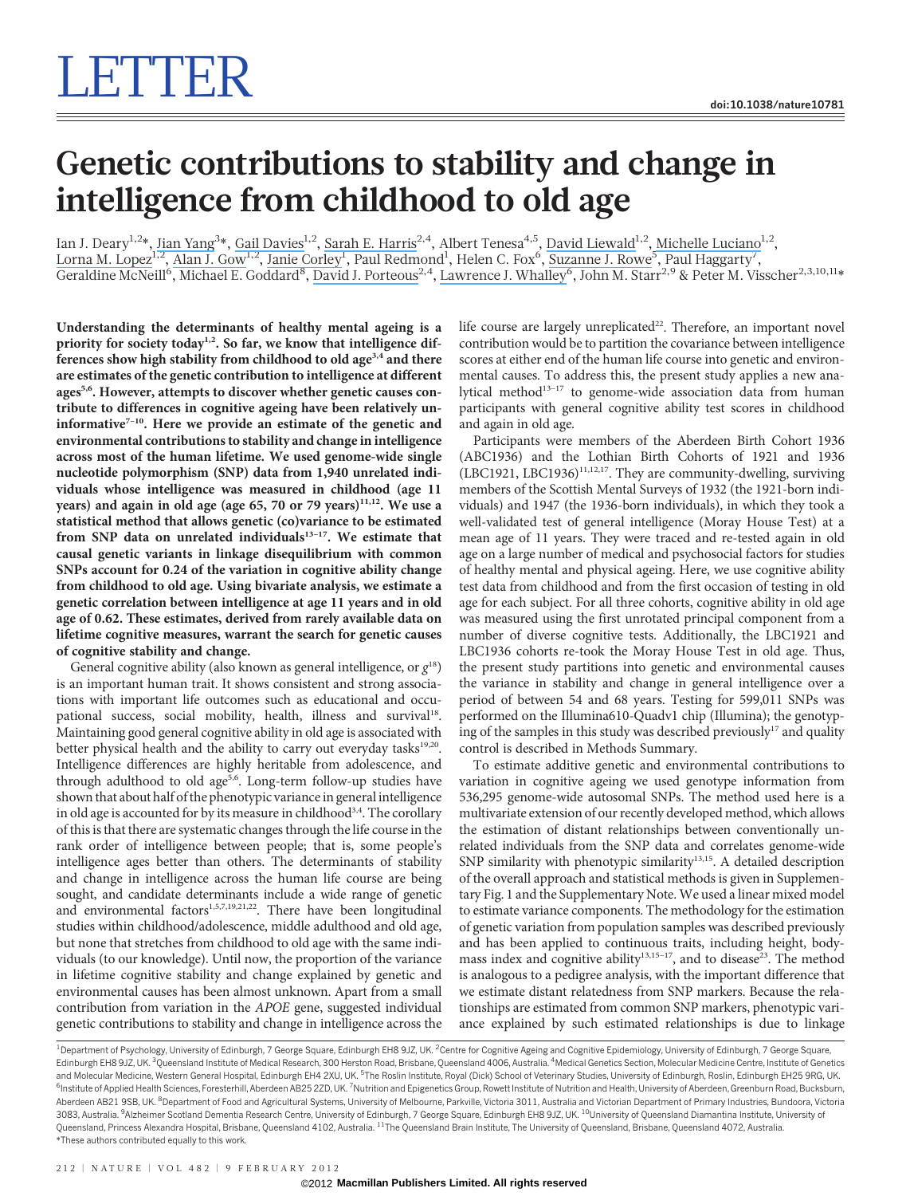# LETTER

# Genetic contributions to stability and change in intelligence from childhood to old age

Ian J. Deary[1,2]*, Jian Yang[3]*, Gail Davies[1,2], Sarah E. Harris[2,4], Albert Tenesa[4,5], David Liewald[1,2], Michelle Luciano[1,2], Lorna M. Lopez[1,2], Alan J. Gow[1,2], Janie Corley[1], Paul Redmond[1], Helen C. Fox[6], Suzanne J. Rowe[5], Paul Haggarty[7], Geraldine McNeill[6], Michael E. Goddard[8], David J. Porteous[2,4], Lawrence J. Whalley[6], John M. Starr[2,9] & Peter M. Visscher[2,3,10,11]*

**Understanding the determinants of healthy mental ageing is a priority for society today[1,2]. So far, we know that intelligence differences show high stability from childhood to old age[3,4] and there are estimates of the genetic contribution to intelligence at different ages[5,6]. However, attempts to discover whether genetic causes contribute to differences in cognitive ageing have been relatively uninformative[7–10]. Here we provide an estimate of the genetic and environmental contributions to stability and change in intelligence across most of the human lifetime. We used genome-wide single nucleotide polymorphism (SNP) data from 1,940 unrelated individuals whose intelligence was measured in childhood (age 11 years) and again in old age (age 65, 70 or 79 years)[11,12]. We use a statistical method that allows genetic (co)variance to be estimated from SNP data on unrelated individuals[13–17]. We estimate that causal genetic variants in linkage disequilibrium with common SNPs account for 0.24 of the variation in cognitive ability change from childhood to old age. Using bivariate analysis, we estimate a genetic correlation between intelligence at age 11 years and in old age of 0.62. These estimates, derived from rarely available data on lifetime cognitive measures, warrant the search for genetic causes of cognitive stability and change.**

General cognitive ability (also known as general intelligence, or *g*[18]) is an important human trait. It shows consistent and strong associations with important life outcomes such as educational and occupational success, social mobility, health, illness and survival[18]. Maintaining good general cognitive ability in old age is associated with better physical health and the ability to carry out everyday tasks[19,20]. Intelligence differences are highly heritable from adolescence, and through adulthood to old age[5,6]. Long-term follow-up studies have shown that about half of the phenotypic variance in general intelligence in old age is accounted for by its measure in childhood[3,4]. The corollary of this is that there are systematic changes through the life course in the rank order of intelligence between people; that is, some people's intelligence ages better than others. The determinants of stability and change in intelligence across the human life course are being sought, and candidate determinants include a wide range of genetic and environmental factors[1,5,7,19,21,22]. There have been longitudinal studies within childhood/adolescence, middle adulthood and old age, but none that stretches from childhood to old age with the same individuals (to our knowledge). Until now, the proportion of the variance in lifetime cognitive stability and change explained by genetic and environmental causes has been almost unknown. Apart from a small contribution from variation in the *APOE* gene, suggested individual genetic contributions to stability and change in intelligence across the life course are largely unreplicated[22]. Therefore, an important novel contribution would be to partition the covariance between intelligence scores at either end of the human life course into genetic and environmental causes. To address this, the present study applies a new analytical method[13–17] to genome-wide association data from human participants with general cognitive ability test scores in childhood and again in old age.

Participants were members of the Aberdeen Birth Cohort 1936 (ABC1936) and the Lothian Birth Cohorts of 1921 and 1936 (LBC1921, LBC1936)[11,12,17]. They are community-dwelling, surviving members of the Scottish Mental Surveys of 1932 (the 1921-born individuals) and 1947 (the 1936-born individuals), in which they took a well-validated test of general intelligence (Moray House Test) at a mean age of 11 years. They were traced and re-tested again in old age on a large number of medical and psychosocial factors for studies of healthy mental and physical ageing. Here, we use cognitive ability test data from childhood and from the first occasion of testing in old age for each subject. For all three cohorts, cognitive ability in old age was measured using the first unrotated principal component from a number of diverse cognitive tests. Additionally, the LBC1921 and LBC1936 cohorts re-took the Moray House Test in old age. Thus, the present study partitions into genetic and environmental causes the variance in stability and change in general intelligence over a period of between 54 and 68 years. Testing for 599,011 SNPs was performed on the Illumina610-Quadv1 chip (Illumina); the genotyping of the samples in this study was described previously[17] and quality control is described in Methods Summary.

To estimate additive genetic and environmental contributions to variation in cognitive ageing we used genotype information from 536,295 genome-wide autosomal SNPs. The method used here is a multivariate extension of our recently developed method, which allows the estimation of distant relationships between conventionally unrelated individuals from the SNP data and correlates genome-wide SNP similarity with phenotypic similarity[13,15]. A detailed description of the overall approach and statistical methods is given in Supplementary Fig. 1 and the Supplementary Note. We used a linear mixed model to estimate variance components. The methodology for the estimation of genetic variation from population samples was described previously and has been applied to continuous traits, including height, body-mass index and cognitive ability[13,15–17], and to disease[23]. The method is analogous to a pedigree analysis, with the important difference that we estimate distant relatedness from SNP markers. Because the relationships are estimated from common SNP markers, phenotypic variance explained by such estimated relationships is due to linkage

[1]Department of Psychology, University of Edinburgh, 7 George Square, Edinburgh EH8 9JZ, UK. [2]Centre for Cognitive Ageing and Cognitive Epidemiology, University of Edinburgh, 7 George Square, Edinburgh EH8 9JZ, UK. [3]Queensland Institute of Medical Research, 300 Herston Road, Brisbane, Queensland 4006, Australia. [4]Medical Genetics Section, Molecular Medicine Centre, Institute of Genetics and Molecular Medicine, Western General Hospital, Edinburgh EH4 2XU, UK. [5]The Roslin Institute, Royal (Dick) School of Veterinary Studies, University of Edinburgh, Roslin, Edinburgh EH25 9RG, UK. [6]Institute of Applied Health Sciences, Foresterhill, Aberdeen AB25 2ZD, UK. [7]Nutrition and Epigenetics Group, Rowett Institute of Nutrition and Health, University of Aberdeen, Greenburn Road, Bucksburn, Aberdeen AB21 9SB, UK. [8]Department of Food and Agricultural Systems, University of Melbourne, Parkville, Victoria 3011, Australia and Victorian Department of Primary Industries, Bundoora, Victoria 3083, Australia. [9]Alzheimer Scotland Dementia Research Centre, University of Edinburgh, 7 George Square, Edinburgh EH8 9JZ, UK. [10]University of Queensland Diamantina Institute, University of Queensland, Princess Alexandra Hospital, Brisbane, Queensland 4102, Australia. [11]The Queensland Brain Institute, The University of Queensland, Brisbane, Queensland 4072, Australia.
*These authors contributed equally to this work.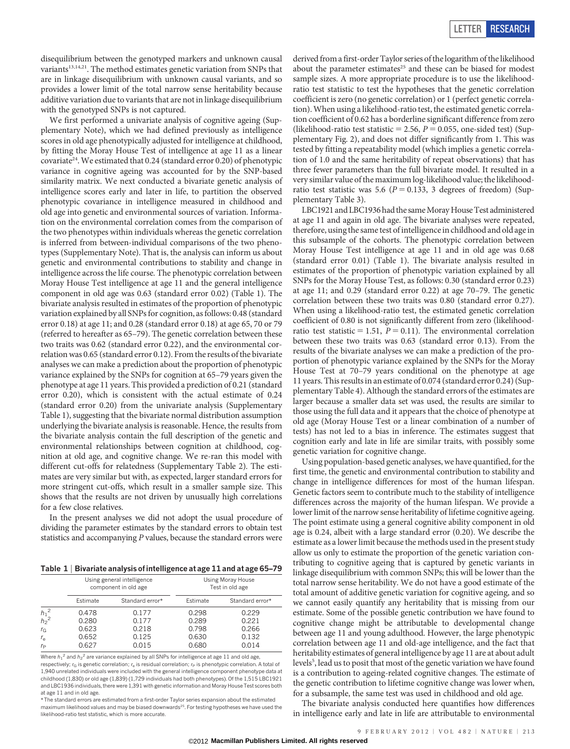disequilibrium between the genotyped markers and unknown causal variants[13,14,21]. The method estimates genetic variation from SNPs that are in linkage disequilibrium with unknown causal variants, and so provides a lower limit of the total narrow sense heritability because additive variation due to variants that are not in linkage disequilibrium with the genotyped SNPs is not captured.

We first performed a univariate analysis of cognitive ageing (Supplementary Note), which we had defined previously as intelligence scores in old age phenotypically adjusted for intelligence at childhood, by fitting the Moray House Test of intelligence at age 11 as a linear covariate[24]. We estimated that 0.24 (standard error 0.20) of phenotypic variance in cognitive ageing was accounted for by the SNP-based similarity matrix. We next conducted a bivariate genetic analysis of intelligence scores early and later in life, to partition the observed phenotypic covariance in intelligence measured in childhood and old age into genetic and environmental sources of variation. Information on the environmental correlation comes from the comparison of the two phenotypes within individuals whereas the genetic correlation is inferred from between-individual comparisons of the two phenotypes (Supplementary Note). That is, the analysis can inform us about genetic and environmental contributions to stability and change in intelligence across the life course. The phenotypic correlation between Moray House Test intelligence at age 11 and the general intelligence component in old age was 0.63 (standard error 0.02) (Table 1). The bivariate analysis resulted in estimates of the proportion of phenotypic variation explained by all SNPs for cognition, as follows: 0.48 (standard error 0.18) at age 11; and 0.28 (standard error 0.18) at age 65, 70 or 79 (referred to hereafter as 65–79). The genetic correlation between these two traits was 0.62 (standard error 0.22), and the environmental correlation was 0.65 (standard error 0.12). From the results of the bivariate analyses we can make a prediction about the proportion of phenotypic variance explained by the SNPs for cognition at 65–79 years given the phenotype at age 11 years. This provided a prediction of 0.21 (standard error 0.20), which is consistent with the actual estimate of 0.24 (standard error 0.20) from the univariate analysis (Supplementary Table 1), suggesting that the bivariate normal distribution assumption underlying the bivariate analysis is reasonable. Hence, the results from the bivariate analysis contain the full description of the genetic and environmental relationships between cognition at childhood, cognition at old age, and cognitive change. We re-ran this model with different cut-offs for relatedness (Supplementary Table 2). The estimates are very similar but with, as expected, larger standard errors for more stringent cut-offs, which result in a smaller sample size. This shows that the results are not driven by unusually high correlations for a few close relatives.

In the present analyses we did not adopt the usual procedure of dividing the parameter estimates by the standard errors to obtain test statistics and accompanying *P* values, because the standard errors were derived from a first-order Taylor series of the logarithm of the likelihood about the parameter estimates[25] and these can be biased for modest sample sizes. A more appropriate procedure is to use the likelihood-ratio test statistic to test the hypotheses that the genetic correlation coefficient is zero (no genetic correlation) or 1 (perfect genetic correlation). When using a likelihood-ratio test, the estimated genetic correlation coefficient of 0.62 has a borderline significant difference from zero (likelihood-ratio test statistic = 2.56, $P = 0.055$, one-sided test) (Supplementary Fig. 2), and does not differ significantly from 1. This was tested by fitting a repeatability model (which implies a genetic correlation of 1.0 and the same heritability of repeat observations) that has three fewer parameters than the full bivariate model. It resulted in a very similar value of the maximum log-likelihood value; the likelihood-ratio test statistic was 5.6 ($P = 0.133$, 3 degrees of freedom) (Supplementary Table 3).

LBC1921 and LBC1936 had the same Moray House Test administered at age 11 and again in old age. The bivariate analyses were repeated, therefore, using the same test of intelligence in childhood and old age in this subsample of the cohorts. The phenotypic correlation between Moray House Test intelligence at age 11 and in old age was 0.68 (standard error 0.01) (Table 1). The bivariate analysis resulted in estimates of the proportion of phenotypic variation explained by all SNPs for the Moray House Test, as follows: 0.30 (standard error 0.23) at age 11; and 0.29 (standard error 0.22) at age 70–79. The genetic correlation between these two traits was 0.80 (standard error 0.27). When using a likelihood-ratio test, the estimated genetic correlation coefficient of 0.80 is not significantly different from zero (likelihood-ratio test statistic = 1.51, $P = 0.11$). The environmental correlation between these two traits was 0.63 (standard error 0.13). From the results of the bivariate analyses we can make a prediction of the proportion of phenotypic variance explained by the SNPs for the Moray House Test at 70–79 years conditional on the phenotype at age 11 years. This results in an estimate of 0.074 (standard error 0.24) (Supplementary Table 4). Although the standard errors of the estimates are larger because a smaller data set was used, the results are similar to those using the full data and it appears that the choice of phenotype at old age (Moray House Test or a linear combination of a number of tests) has not led to a bias in inference. The estimates suggest that cognition early and late in life are similar traits, with possibly some genetic variation for cognitive change.

Using population-based genetic analyses, we have quantified, for the first time, the genetic and environmental contribution to stability and change in intelligence differences for most of the human lifespan. Genetic factors seem to contribute much to the stability of intelligence differences across the majority of the human lifespan. We provide a lower limit of the narrow sense heritability of lifetime cognitive ageing. The point estimate using a general cognitive ability component in old age is 0.24, albeit with a large standard error (0.20). We describe the estimate as a lower limit because the methods used in the present study allow us only to estimate the proportion of the genetic variation contributing to cognitive ageing that is captured by genetic variants in linkage disequilibrium with common SNPs; this will be lower than the total narrow sense heritability. We do not have a good estimate of the total amount of additive genetic variation for cognitive ageing, and so we cannot easily quantify any heritability that is missing from our estimate. Some of the possible genetic contribution we have found to cognitive change might be attributable to developmental change between age 11 and young adulthood. However, the large phenotypic correlation between age 11 and old-age intelligence, and the fact that heritability estimates of general intelligence by age 11 are at about adult levels[5], lead us to posit that most of the genetic variation we have found is a contribution to ageing-related cognitive changes. The estimate of the genetic contribution to lifetime cognitive change was lower when, for a subsample, the same test was used in childhood and old age.

The bivariate analysis conducted here quantifies how differences in intelligence early and late in life are attributable to environmental

**Table 1 | Bivariate analysis of intelligence at age 11 and at age 65–79**

| | Using general intelligence component in old age | | Using Moray House Test in old age | |
|---|---|---|---|---|
| | Estimate | Standard error* | Estimate | Standard error* |
| $h_1^2$ | 0.478 | 0.177 | 0.298 | 0.229 |
| $h_2^2$ | 0.280 | 0.177 | 0.289 | 0.221 |
| $r_G$ | 0.623 | 0.218 | 0.798 | 0.266 |
| $r_e$ | 0.652 | 0.125 | 0.630 | 0.132 |
| $r_P$ | 0.627 | 0.015 | 0.680 | 0.014 |

Where $h_1^2$ and $h_2^2$ are variance explained by all SNPs for intelligence at age 11 and old age, respectively; $r_G$ is genetic correlation; $r_e$ is residual correlation; $r_P$ is phenotypic correlation. A total of 1,940 unrelated individuals were included with the general intelligence component phenotype data at childhood (1,830) or old age (1,839) (1,729 individuals had both phenotypes). Of the 1,515 LBC1921 and LBC1936 individuals, there were 1,391 with genetic information and Moray House Test scores both at age 11 and in old age.

* The standard errors are estimated from a first-order Taylor series expansion about the estimated maximum likelihood values and may be biased downwards[25]. For testing hypotheses we have used the likelihood-ratio test statistic, which is more accurate.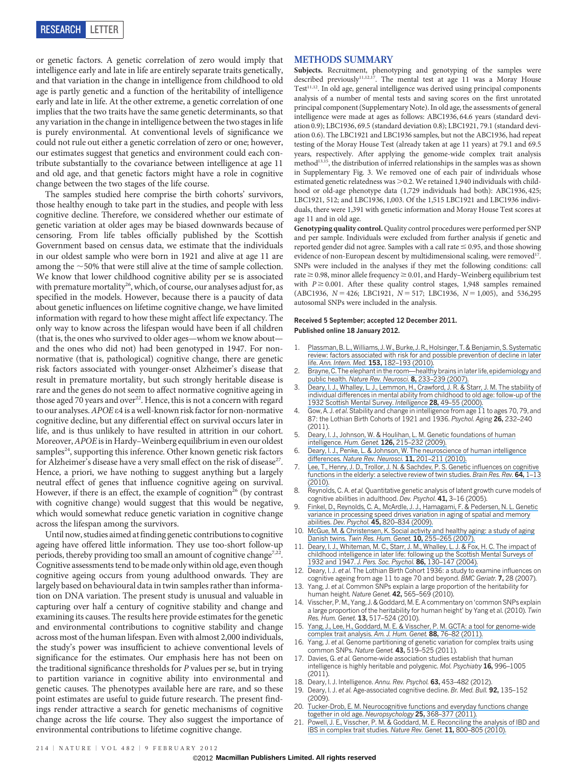or genetic factors. A genetic correlation of zero would imply that intelligence early and late in life are entirely separate traits genetically, and that variation in the change in intelligence from childhood to old age is partly genetic and a function of the heritability of intelligence early and late in life. At the other extreme, a genetic correlation of one implies that the two traits have the same genetic determinants, so that any variation in the change in intelligence between the two stages in life is purely environmental. At conventional levels of significance we could not rule out either a genetic correlation of zero or one; however, our estimates suggest that genetics and environment could each contribute substantially to the covariance between intelligence at age 11 and old age, and that genetic factors might have a role in cognitive change between the two stages of the life course.

The samples studied here comprise the birth cohorts' survivors, those healthy enough to take part in the studies, and people with less cognitive decline. Therefore, we considered whether our estimate of genetic variation at older ages may be biased downwards because of censoring. From life tables officially published by the Scottish Government based on census data, we estimate that the individuals in our oldest sample who were born in 1921 and alive at age 11 are among the ~50% that were still alive at the time of sample collection. We know that lower childhood cognitive ability per se is associated with premature mortality[26], which, of course, our analyses adjust for, as specified in the models. However, because there is a paucity of data about genetic influences on lifetime cognitive change, we have limited information with regard to how these might affect life expectancy. The only way to know across the lifespan would have been if all children (that is, the ones who survived to older ages—whom we know about—and the ones who did not) had been genotyped in 1947. For non-normative (that is, pathological) cognitive change, there are genetic risk factors associated with younger-onset Alzheimer's disease that result in premature mortality, but such strongly heritable disease is rare and the genes do not seem to affect normative cognitive ageing in those aged 70 years and over[22]. Hence, this is not a concern with regard to our analyses. *APOE* ε4 is a well-known risk factor for non-normative cognitive decline, but any differential effect on survival occurs later in life, and is thus unlikely to have resulted in attrition in our cohort. Moreover, *APOE* is in Hardy–Weinberg equilibrium in even our oldest samples[24], supporting this inference. Other known genetic risk factors for Alzheimer's disease have a very small effect on the risk of disease[27]. Hence, a priori, we have nothing to suggest anything but a largely neutral effect of genes that influence cognitive ageing on survival. However, if there is an effect, the example of cognition[26] (by contrast with cognitive change) would suggest that this would be negative, which would somewhat reduce genetic variation in cognitive change across the lifespan among the survivors.

Until now, studies aimed at finding genetic contributions to cognitive ageing have offered little information. They use too-short follow-up periods, thereby providing too small an amount of cognitive change[7,22]. Cognitive assessments tend to be made only within old age, even though cognitive ageing occurs from young adulthood onwards. They are largely based on behavioural data in twin samples rather than information on DNA variation. The present study is unusual and valuable in capturing over half a century of cognitive stability and change and examining its causes. The results here provide estimates for the genetic and environmental contributions to cognitive stability and change across most of the human lifespan. Even with almost 2,000 individuals, the study's power was insufficient to achieve conventional levels of significance for the estimates. Our emphasis here has not been on the traditional significance thresholds for *P* values per se, but in trying to partition variance in cognitive ability into environmental and genetic causes. The phenotypes available here are rare, and so these point estimates are useful to guide future research. The present findings render attractive a search for genetic mechanisms of cognitive change across the life course. They also suggest the importance of environmental contributions to lifetime cognitive change.

## METHODS SUMMARY

**Subjects.** Recruitment, phenotyping and genotyping of the samples were described previously[11,12,17]. The mental test at age 11 was a Moray House Test[11,12]. In old age, general intelligence was derived using principal components analysis of a number of mental tests and saving scores on the first unrotated principal component (Supplementary Note). In old age, the assessments of general intelligence were made at ages as follows: ABC1936, 64.6 years (standard deviation 0.9); LBC1936, 69.5 (standard deviation 0.8); LBC1921, 79.1 (standard deviation 0.6). The LBC1921 and LBC1936 samples, but not the ABC1936, had repeat testing of the Moray House Test (already taken at age 11 years) at 79.1 and 69.5 years, respectively. After applying the genome-wide complex trait analysis method[13,15], the distribution of inferred relationships in the samples was as shown in Supplementary Fig. 3. We removed one of each pair of individuals whose estimated genetic relatedness was >0.2. We retained 1,940 individuals with childhood or old-age phenotype data (1,729 individuals had both): ABC1936, 425; LBC1921, 512; and LBC1936, 1,003. Of the 1,515 LBC1921 and LBC1936 individuals, there were 1,391 with genetic information and Moray House Test scores at age 11 and in old age.

**Genotyping quality control.** Quality control procedures were performed per SNP and per sample. Individuals were excluded from further analysis if genetic and reported gender did not agree. Samples with a call rate ≤ 0.95, and those showing evidence of non-European descent by multidimensional scaling, were removed[17]. SNPs were included in the analyses if they met the following conditions: call rate ≥ 0.98, minor allele frequency ≥ 0.01, and Hardy–Weinberg equilibrium test with $P \geq 0.001$. After these quality control stages, 1,948 samples remained (ABC1936, $N = 426$; LBC1921, $N = 517$; LBC1936, $N = 1{,}005$), and 536,295 autosomal SNPs were included in the analysis.

**Received 5 September; accepted 12 December 2011.**
**Published online 18 January 2012.**

1. Plassman, B. L., Williams, J. W., Burke, J. R., Holsinger, T. & Benjamin, S. Systematic review: factors associated with risk for and possible prevention of decline in later life. *Ann. Intern. Med.* **153,** 182–193 (2010).
2. Brayne, C. The elephant in the room—healthy brains in later life, epidemiology and public health. *Nature Rev. Neurosci.* **8,** 233–239 (2007).
3. Deary, I. J., Whalley, L. J., Lemmon, H., Crawford, J. R. & Starr, J. M. The stability of individual differences in mental ability from childhood to old age: follow-up of the 1932 Scottish Mental Survey. *Intelligence* **28,** 49–55 (2000).
4. Gow, A. J. *et al.* Stability and change in intelligence from age 11 to ages 70, 79, and 87: the Lothian Birth Cohorts of 1921 and 1936. *Psychol. Aging* **26,** 232–240 (2011).
5. Deary, I. J., Johnson, W. & Houlihan, L. M. Genetic foundations of human intelligence. *Hum. Genet.* **126,** 215–232 (2009).
6. Deary, I. J., Penke, L. & Johnson, W. The neuroscience of human intelligence differences. *Nature Rev. Neurosci.* **11,** 201–211 (2010).
7. Lee, T., Henry, J. D., Trollor, J. N. & Sachdev, P. S. Genetic influences on cognitive functions in the elderly: a selective review of twin studies. *Brain Res. Rev.* **64,** 1–13 (2010).
8. Reynolds, C. A. *et al.* Quantitative genetic analysis of latent growth curve models of cognitive abilities in adulthood. *Dev. Psychol.* **41,** 3–16 (2005).
9. Finkel, D., Reynolds, C. A., McArdle, J. J., Hamagami, F. & Pedersen, N. L. Genetic variance in processing speed drives variation in aging of spatial and memory abilities. *Dev. Psychol.* **45,** 820–834 (2009).
10. McGue, M. & Christensen, K. Social activity and healthy aging: a study of aging Danish twins. *Twin Res. Hum. Genet.* **10,** 255–265 (2007).
11. Deary, I. J., Whiteman, M. C., Starr, J. M., Whalley, L. J. & Fox, H. C. The impact of childhood intelligence in later life: following up the Scottish Mental Surveys of 1932 and 1947. *J. Pers. Soc. Psychol.* **86,** 130–147 (2004).
12. Deary, I. J. *et al.* The Lothian Birth Cohort 1936: a study to examine influences on cognitive ageing from age 11 to age 70 and beyond. *BMC Geriatr.* **7,** 28 (2007).
13. Yang, J. *et al.* Common SNPs explain a large proportion of the heritability for human height. *Nature Genet.* **42,** 565–569 (2010).
14. Visscher, P. M., Yang, J. & Goddard, M. E. A commentary on 'common SNPs explain a large proportion of the heritability for human height' by Yang et al. (2010). *Twin Res. Hum. Genet.* **13,** 517–524 (2010).
15. Yang, J., Lee, H., Goddard, M. E. & Visscher, P. M. GCTA: a tool for genome-wide complex trait analysis. *Am. J. Hum. Genet.* **88,** 76–82 (2011).
16. Yang, J. *et al.* Genome partitioning of genetic variation for complex traits using common SNPs. *Nature Genet.* **43,** 519–525 (2011).
17. Davies, G. *et al.* Genome-wide association studies establish that human intelligence is highly heritable and polygenic. *Mol. Psychiatry* **16,** 996–1005 (2011).
18. Deary, I. J. Intelligence. *Annu. Rev. Psychol.* **63,** 453–482 (2012).
19. Deary, I. J. *et al.* Age-associated cognitive decline. *Br. Med. Bull.* **92,** 135–152 (2009).
20. Tucker-Drob, E. M. Neurocognitive functions and everyday functions change together in old age. *Neuropsychology* **25,** 368–377 (2011).
21. Powell, J. E., Visscher, P. M. & Goddard, M. E. Reconciling the analysis of IBD and IBS in complex trait studies. *Nature Rev. Genet.* **11,** 800–805 (2010).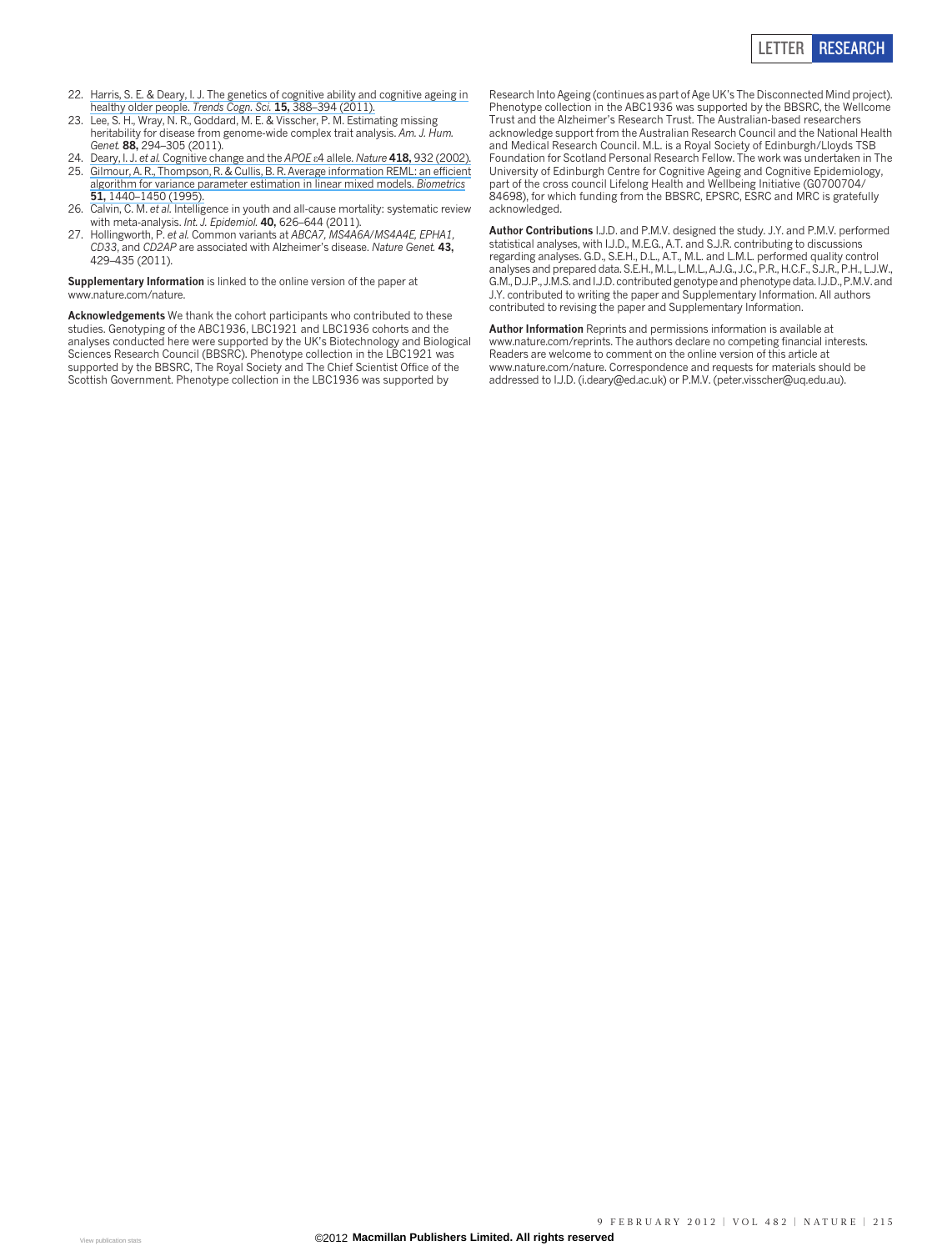22. Harris, S. E. & Deary, I. J. The genetics of cognitive ability and cognitive ageing in healthy older people. *Trends Cogn. Sci.* **15,** 388–394 (2011).
23. Lee, S. H., Wray, N. R., Goddard, M. E. & Visscher, P. M. Estimating missing heritability for disease from genome-wide complex trait analysis. *Am. J. Hum. Genet.* **88,** 294–305 (2011).
24. Deary, I. J. *et al.* Cognitive change and the *APOE* ε4 allele. *Nature* **418,** 932 (2002).
25. Gilmour, A. R., Thompson, R. & Cullis, B. R. Average information REML: an efficient algorithm for variance parameter estimation in linear mixed models. *Biometrics* **51,** 1440–1450 (1995).
26. Calvin, C. M. *et al.* Intelligence in youth and all-cause mortality: systematic review with meta-analysis. *Int. J. Epidemiol.* **40,** 626–644 (2011).
27. Hollingworth, P. *et al.* Common variants at *ABCA7, MS4A6A/MS4A4E, EPHA1, CD33,* and *CD2AP* are associated with Alzheimer's disease. *Nature Genet.* **43,** 429–435 (2011).

**Supplementary Information** is linked to the online version of the paper at www.nature.com/nature.

**Acknowledgements** We thank the cohort participants who contributed to these studies. Genotyping of the ABC1936, LBC1921 and LBC1936 cohorts and the analyses conducted here were supported by the UK's Biotechnology and Biological Sciences Research Council (BBSRC). Phenotype collection in the LBC1921 was supported by the BBSRC, The Royal Society and The Chief Scientist Office of the Scottish Government. Phenotype collection in the LBC1936 was supported by Research Into Ageing (continues as part of Age UK's The Disconnected Mind project). Phenotype collection in the ABC1936 was supported by the BBSRC, the Wellcome Trust and the Alzheimer's Research Trust. The Australian-based researchers acknowledge support from the Australian Research Council and the National Health and Medical Research Council. M.L. is a Royal Society of Edinburgh/Lloyds TSB Foundation for Scotland Personal Research Fellow. The work was undertaken in The University of Edinburgh Centre for Cognitive Ageing and Cognitive Epidemiology, part of the cross council Lifelong Health and Wellbeing Initiative (G0700704/84698), for which funding from the BBSRC, EPSRC, ESRC and MRC is gratefully acknowledged.

**Author Contributions** I.J.D. and P.M.V. designed the study. J.Y. and P.M.V. performed statistical analyses, with I.J.D., M.E.G., A.T. and S.J.R. contributing to discussions regarding analyses. G.D., S.E.H., D.L., A.T., M.L. and L.M.L. performed quality control analyses and prepared data. S.E.H., M.L., L.M.L., A.J.G., J.C., P.R., H.C.F., S.J.R., P.H., L.J.W., G.M., D.J.P., J.M.S. and I.J.D. contributed genotype and phenotype data. I.J.D., P.M.V. and J.Y. contributed to writing the paper and Supplementary Information. All authors contributed to revising the paper and Supplementary Information.

**Author Information** Reprints and permissions information is available at www.nature.com/reprints. The authors declare no competing financial interests. Readers are welcome to comment on the online version of this article at www.nature.com/nature. Correspondence and requests for materials should be addressed to I.J.D. (i.deary@ed.ac.uk) or P.M.V. (peter.visscher@uq.edu.au).